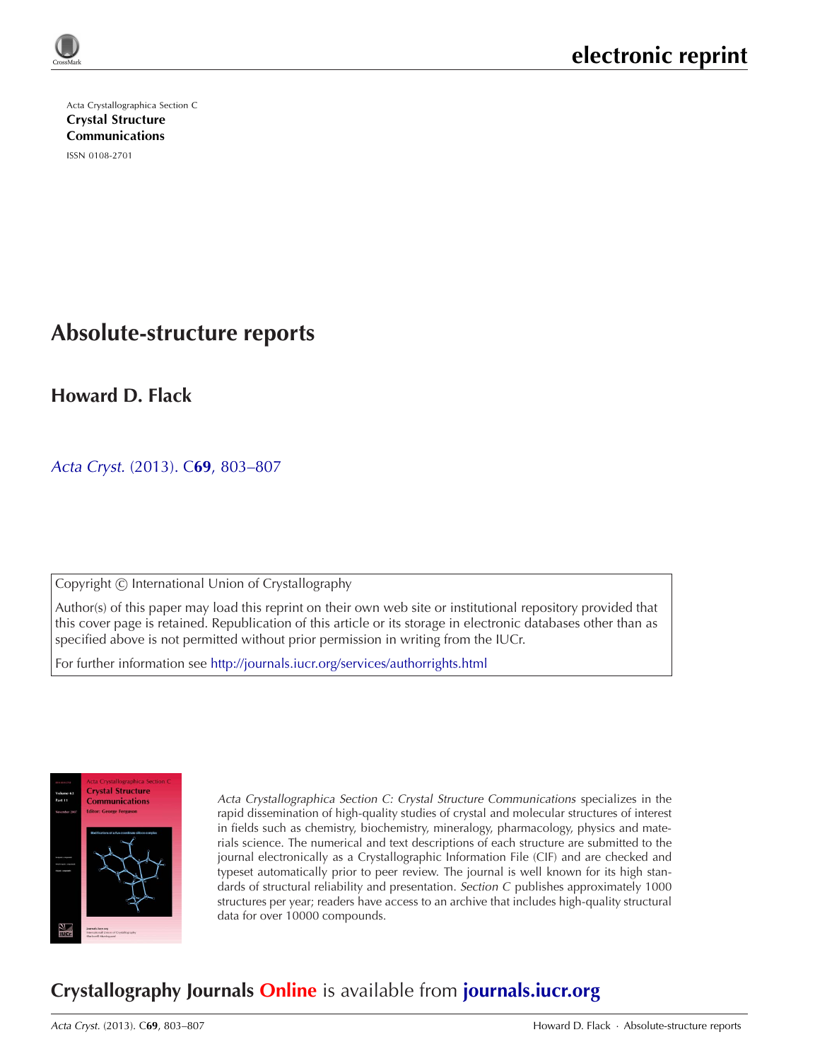electronic reprint

Acta Crystallographica Section C

**Crystal Structure Communications**

ISSN 0108-2701

# Absolute-structure reports

## Howard D. Flack

*Acta Cryst.* (2013). C**69**, 803–807

Copyright © International Union of Crystallography

Author(s) of this paper may load this reprint on their own web site or institutional repository provided that this cover page is retained. Republication of this article or its storage in electronic databases other than as specified above is not permitted without prior permission in writing from the IUCr.

For further information see http://journals.iucr.org/services/authorrights.html

*Acta Crystallographica Section C: Crystal Structure Communications* specializes in the rapid dissemination of high-quality studies of crystal and molecular structures of interest in fields such as chemistry, biochemistry, mineralogy, pharmacology, physics and materials science. The numerical and text descriptions of each structure are submitted to the journal electronically as a Crystallographic Information File (CIF) and are checked and typeset automatically prior to peer review. The journal is well known for its high standards of structural reliability and presentation. *Section C* publishes approximately 1000 structures per year; readers have access to an archive that includes high-quality structural data for over 10000 compounds.

**Crystallography Journals Online** is available from **journals.iucr.org**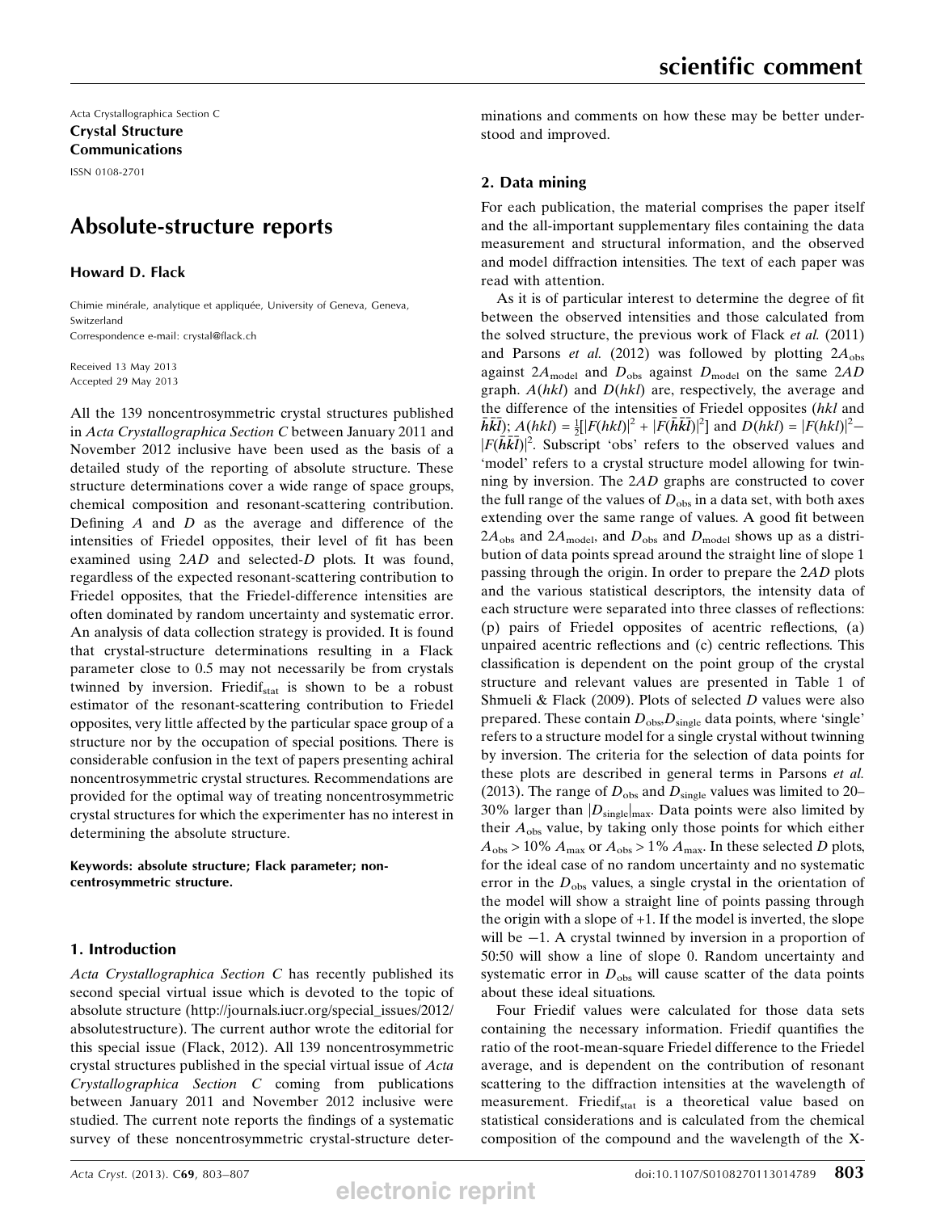Acta Crystallographica Section C
**Crystal Structure Communications**
ISSN 0108-2701

# Absolute-structure reports

**Howard D. Flack**

Chimie minérale, analytique et appliquée, University of Geneva, Geneva, Switzerland
Correspondence e-mail: crystal@flack.ch

Received 13 May 2013
Accepted 29 May 2013

All the 139 noncentrosymmetric crystal structures published in *Acta Crystallographica Section C* between January 2011 and November 2012 inclusive have been used as the basis of a detailed study of the reporting of absolute structure. These structure determinations cover a wide range of space groups, chemical composition and resonant-scattering contribution. Defining $A$ and $D$ as the average and difference of the intensities of Friedel opposites, their level of fit has been examined using $2AD$ and selected-$D$ plots. It was found, regardless of the expected resonant-scattering contribution to Friedel opposites, that the Friedel-difference intensities are often dominated by random uncertainty and systematic error. An analysis of data collection strategy is provided. It is found that crystal-structure determinations resulting in a Flack parameter close to 0.5 may not necessarily be from crystals twinned by inversion. $\text{Friedif}_{\text{stat}}$ is shown to be a robust estimator of the resonant-scattering contribution to Friedel opposites, very little affected by the particular space group of a structure nor by the occupation of special positions. There is considerable confusion in the text of papers presenting achiral noncentrosymmetric crystal structures. Recommendations are provided for the optimal way of treating noncentrosymmetric crystal structures for which the experimenter has no interest in determining the absolute structure.

**Keywords: absolute structure; Flack parameter; noncentrosymmetric structure.**

## 1. Introduction

*Acta Crystallographica Section C* has recently published its second special virtual issue which is devoted to the topic of absolute structure (http://journals.iucr.org/special_issues/2012/absolutestructure). The current author wrote the editorial for this special issue (Flack, 2012). All 139 noncentrosymmetric crystal structures published in the special virtual issue of *Acta Crystallographica Section C* coming from publications between January 2011 and November 2012 inclusive were studied. The current note reports the findings of a systematic survey of these noncentrosymmetric crystal-structure determinations and comments on how these may be better understood and improved.

## 2. Data mining

For each publication, the material comprises the paper itself and the all-important supplementary files containing the data measurement and structural information, and the observed and model diffraction intensities. The text of each paper was read with attention.

As it is of particular interest to determine the degree of fit between the observed intensities and those calculated from the solved structure, the previous work of Flack *et al.* (2011) and Parsons *et al.* (2012) was followed by plotting $2A_{\text{obs}}$ against $2A_{\text{model}}$ and $D_{\text{obs}}$ against $D_{\text{model}}$ on the same $2AD$ graph. $A(hkl)$ and $D(hkl)$ are, respectively, the average and the difference of the intensities of Friedel opposites ($hkl$ and $\bar{h}\bar{k}\bar{l}$); $A(hkl) = \frac{1}{2}[|F(hkl)|^2 + |F(\bar{h}\bar{k}\bar{l})|^2]$ and $D(hkl) = |F(hkl)|^2 - |F(\bar{h}\bar{k}\bar{l})|^2$. Subscript 'obs' refers to the observed values and 'model' refers to a crystal structure model allowing for twinning by inversion. The $2AD$ graphs are constructed to cover the full range of the values of $D_{\text{obs}}$ in a data set, with both axes extending over the same range of values. A good fit between $2A_{\text{obs}}$ and $2A_{\text{model}}$, and $D_{\text{obs}}$ and $D_{\text{model}}$ shows up as a distribution of data points spread around the straight line of slope 1 passing through the origin. In order to prepare the $2AD$ plots and the various statistical descriptors, the intensity data of each structure were separated into three classes of reflections: (p) pairs of Friedel opposites of acentric reflections, (a) unpaired acentric reflections and (c) centric reflections. This classification is dependent on the point group of the crystal structure and relevant values are presented in Table 1 of Shmueli & Flack (2009). Plots of selected $D$ values were also prepared. These contain $D_{\text{obs}},D_{\text{single}}$ data points, where 'single' refers to a structure model for a single crystal without twinning by inversion. The criteria for the selection of data points for these plots are described in general terms in Parsons *et al.* (2013). The range of $D_{\text{obs}}$ and $D_{\text{single}}$ values was limited to 20–30% larger than $|D_{\text{single}}|_{\text{max}}$. Data points were also limited by their $A_{\text{obs}}$ value, by taking only those points for which either $A_{\text{obs}} > 10\%\ A_{\text{max}}$ or $A_{\text{obs}} > 1\%\ A_{\text{max}}$. In these selected $D$ plots, for the ideal case of no random uncertainty and no systematic error in the $D_{\text{obs}}$ values, a single crystal in the orientation of the model will show a straight line of points passing through the origin with a slope of +1. If the model is inverted, the slope will be −1. A crystal twinned by inversion in a proportion of 50:50 will show a line of slope 0. Random uncertainty and systematic error in $D_{\text{obs}}$ will cause scatter of the data points about these ideal situations.

Four Friedif values were calculated for those data sets containing the necessary information. Friedif quantifies the ratio of the root-mean-square Friedel difference to the Friedel average, and is dependent on the contribution of resonant scattering to the diffraction intensities at the wavelength of measurement. $\text{Friedif}_{\text{stat}}$ is a theoretical value based on statistical considerations and is calculated from the chemical composition of the compound and the wavelength of the X-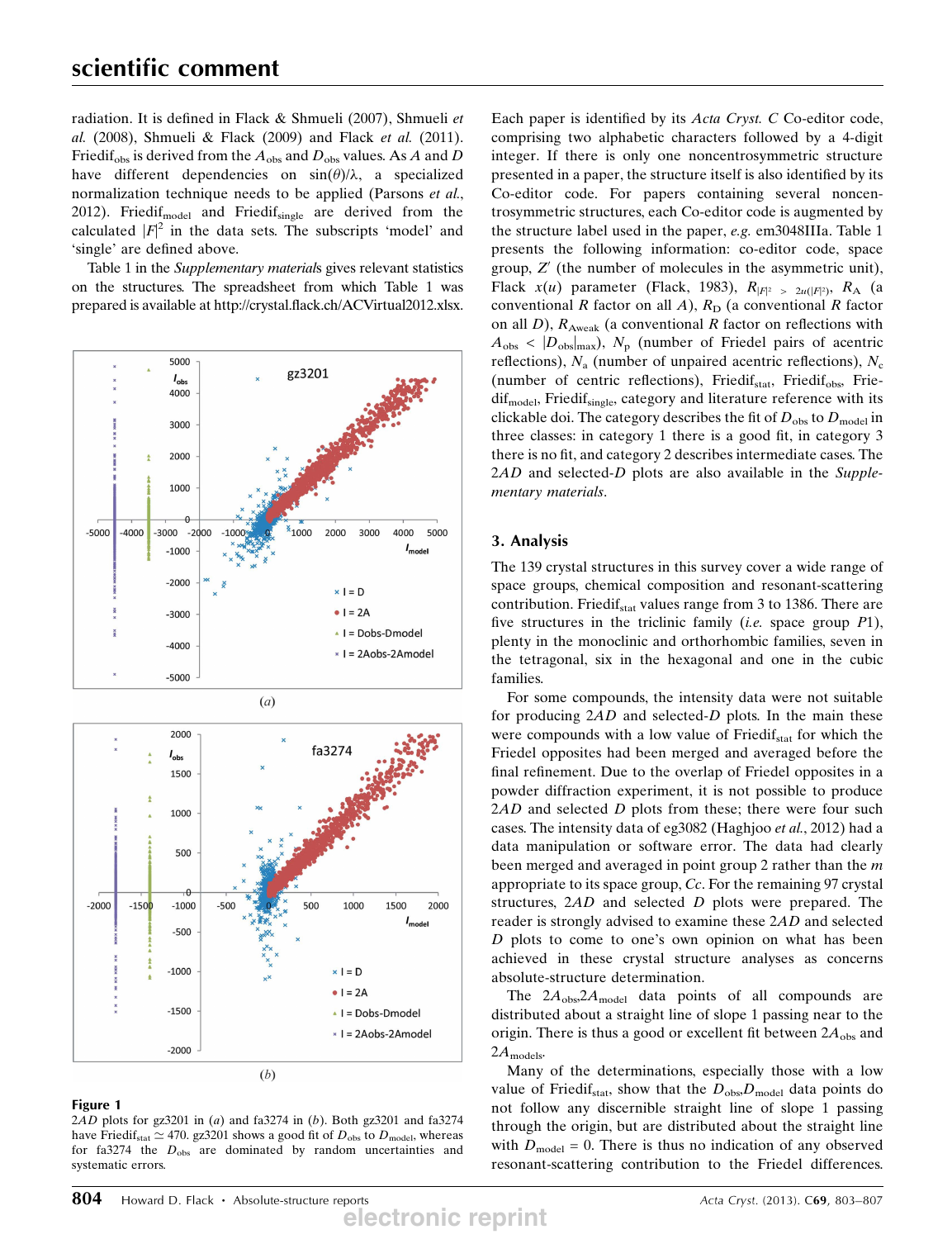radiation. It is defined in Flack & Shmueli (2007), Shmueli *et al.* (2008), Shmueli & Flack (2009) and Flack *et al.* (2011). $\text{Friedif}_{\text{obs}}$ is derived from the $A_{\text{obs}}$ and $D_{\text{obs}}$ values. As $A$ and $D$ have different dependencies on $\sin(\theta)/\lambda$, a specialized normalization technique needs to be applied (Parsons *et al.*, 2012). $\text{Friedif}_{\text{model}}$ and $\text{Friedif}_{\text{single}}$ are derived from the calculated $|F|^2$ in the data sets. The subscripts 'model' and 'single' are defined above.

Table 1 in the *Supplementary materials* gives relevant statistics on the structures. The spreadsheet from which Table 1 was prepared is available at http://crystal.flack.ch/ACVirtual2012.xlsx.

**Figure 1**
$2AD$ plots for gz3201 in (*a*) and fa3274 in (*b*). Both gz3201 and fa3274 have $\text{Friedif}_{\text{stat}} \simeq 470$. gz3201 shows a good fit of $D_{\text{obs}}$ to $D_{\text{model}}$, whereas for fa3274 the $D_{\text{obs}}$ are dominated by random uncertainties and systematic errors.

Each paper is identified by its *Acta Cryst. C* Co-editor code, comprising two alphabetic characters followed by a 4-digit integer. If there is only one noncentrosymmetric structure presented in a paper, the structure itself is also identified by its Co-editor code. For papers containing several noncentrosymmetric structures, each Co-editor code is augmented by the structure label used in the paper, *e.g.* em3048IIIa. Table 1 presents the following information: co-editor code, space group, $Z'$ (the number of molecules in the asymmetric unit), Flack $x(u)$ parameter (Flack, 1983), $R_{|F|^2 > 2u(|F|^2)}$, $R_A$ (a conventional $R$ factor on all $A$), $R_D$ (a conventional $R$ factor on all $D$), $R_{A\text{weak}}$ (a conventional $R$ factor on reflections with $A_{\text{obs}} < |D_{\text{obs}}|_{\text{max}}$), $N_p$ (number of Friedel pairs of acentric reflections), $N_a$ (number of unpaired acentric reflections), $N_c$ (number of centric reflections), $\text{Friedif}_{\text{stat}}$, $\text{Friedif}_{\text{obs}}$, $\text{Friedif}_{\text{model}}$, $\text{Friedif}_{\text{single}}$, category and literature reference with its clickable doi. The category describes the fit of $D_{\text{obs}}$ to $D_{\text{model}}$ in three classes: in category 1 there is a good fit, in category 3 there is no fit, and category 2 describes intermediate cases. The $2AD$ and selected-$D$ plots are also available in the *Supplementary materials*.

## 3. Analysis

The 139 crystal structures in this survey cover a wide range of space groups, chemical composition and resonant-scattering contribution. $\text{Friedif}_{\text{stat}}$ values range from 3 to 1386. There are five structures in the triclinic family (*i.e.* space group $P1$), plenty in the monoclinic and orthorhombic families, seven in the tetragonal, six in the hexagonal and one in the cubic families.

For some compounds, the intensity data were not suitable for producing $2AD$ and selected-$D$ plots. In the main these were compounds with a low value of $\text{Friedif}_{\text{stat}}$ for which the Friedel opposites had been merged and averaged before the final refinement. Due to the overlap of Friedel opposites in a powder diffraction experiment, it is not possible to produce $2AD$ and selected $D$ plots from these; there were four such cases. The intensity data of eg3082 (Haghjoo *et al.*, 2012) had a data manipulation or software error. The data had clearly been merged and averaged in point group 2 rather than the $m$ appropriate to its space group, $Cc$. For the remaining 97 crystal structures, $2AD$ and selected $D$ plots were prepared. The reader is strongly advised to examine these $2AD$ and selected $D$ plots to come to one's own opinion on what has been achieved in these crystal structure analyses as concerns absolute-structure determination.

The $2A_{\text{obs}}$,$2A_{\text{model}}$ data points of all compounds are distributed about a straight line of slope 1 passing near to the origin. There is thus a good or excellent fit between $2A_{\text{obs}}$ and $2A_{\text{models}}$.

Many of the determinations, especially those with a low value of $\text{Friedif}_{\text{stat}}$, show that the $D_{\text{obs}}$,$D_{\text{model}}$ data points do not follow any discernible straight line of slope 1 passing through the origin, but are distributed about the straight line with $D_{\text{model}} = 0$. There is thus no indication of any observed resonant-scattering contribution to the Friedel differences.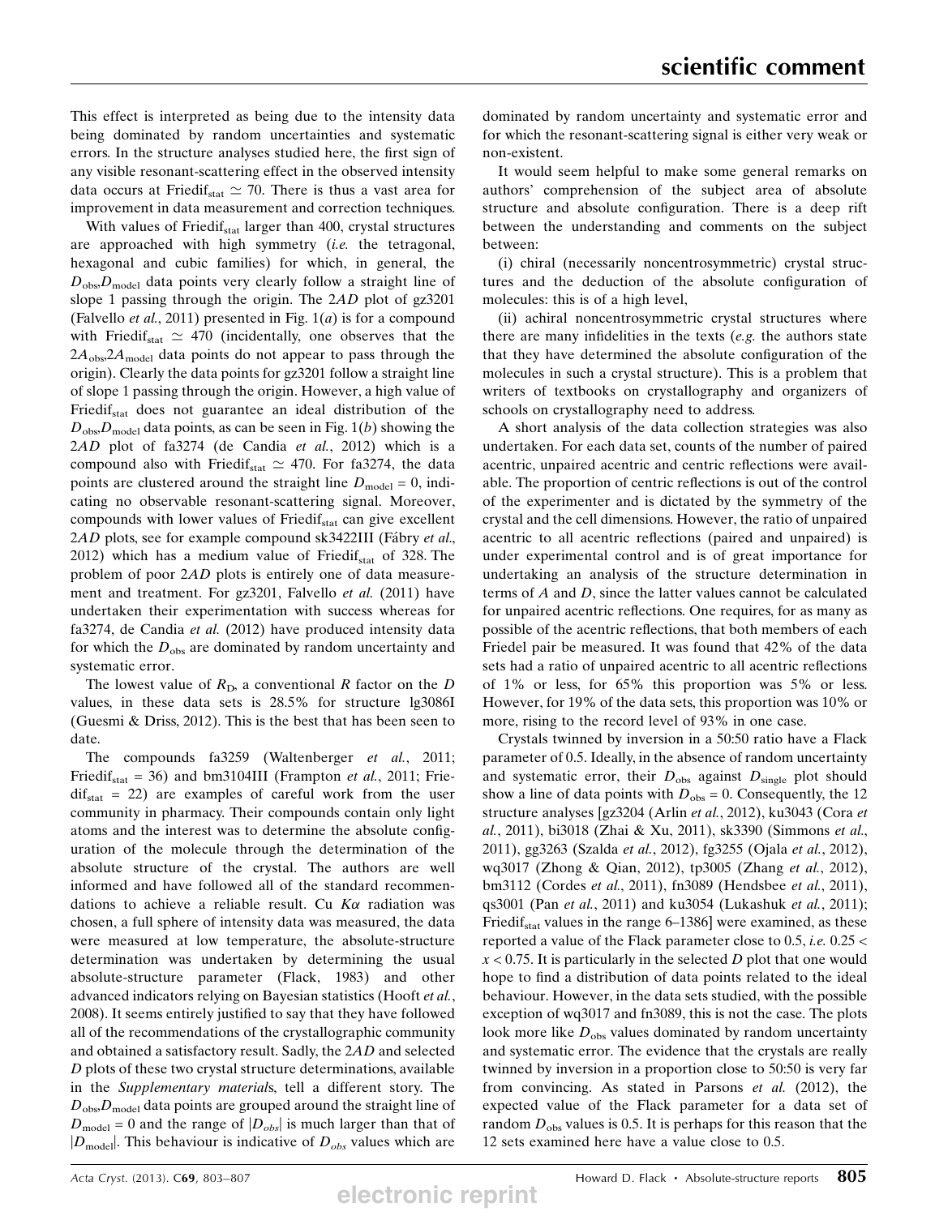This effect is interpreted as being due to the intensity data being dominated by random uncertainties and systematic errors. In the structure analyses studied here, the first sign of any visible resonant-scattering effect in the observed intensity data occurs at $\text{Friedif}_{\text{stat}} \simeq 70$. There is thus a vast area for improvement in data measurement and correction techniques.

With values of $\text{Friedif}_{\text{stat}}$ larger than 400, crystal structures are approached with high symmetry (*i.e.* the tetragonal, hexagonal and cubic families) for which, in general, the $D_{\text{obs}},D_{\text{model}}$ data points very clearly follow a straight line of slope 1 passing through the origin. The 2*AD* plot of gz3201 (Falvello *et al.*, 2011) presented in Fig. 1(*a*) is for a compound with $\text{Friedif}_{\text{stat}} \simeq 470$ (incidentally, one observes that the $2A_{\text{obs}},2A_{\text{model}}$ data points do not appear to pass through the origin). Clearly the data points for gz3201 follow a straight line of slope 1 passing through the origin. However, a high value of $\text{Friedif}_{\text{stat}}$ does not guarantee an ideal distribution of the $D_{\text{obs}},D_{\text{model}}$ data points, as can be seen in Fig. 1(*b*) showing the 2*AD* plot of fa3274 (de Candia *et al.*, 2012) which is a compound also with $\text{Friedif}_{\text{stat}} \simeq 470$. For fa3274, the data points are clustered around the straight line $D_{\text{model}} = 0$, indicating no observable resonant-scattering signal. Moreover, compounds with lower values of $\text{Friedif}_{\text{stat}}$ can give excellent 2*AD* plots, see for example compound sk3422III (Fábry *et al.*, 2012) which has a medium value of $\text{Friedif}_{\text{stat}}$ of 328. The problem of poor 2*AD* plots is entirely one of data measurement and treatment. For gz3201, Falvello *et al.* (2011) have undertaken their experimentation with success whereas for fa3274, de Candia *et al.* (2012) have produced intensity data for which the $D_{\text{obs}}$ are dominated by random uncertainty and systematic error.

The lowest value of $R_D$, a conventional *R* factor on the *D* values, in these data sets is 28.5% for structure lg3086I (Guesmi & Driss, 2012). This is the best that has been seen to date.

The compounds fa3259 (Waltenberger *et al.*, 2011; $\text{Friedif}_{\text{stat}} = 36$) and bm3104III (Frampton *et al.*, 2011; $\text{Friedif}_{\text{stat}} = 22$) are examples of careful work from the user community in pharmacy. Their compounds contain only light atoms and the interest was to determine the absolute configuration of the molecule through the determination of the absolute structure of the crystal. The authors are well informed and have followed all of the standard recommendations to achieve a reliable result. Cu *K*α radiation was chosen, a full sphere of intensity data was measured, the data were measured at low temperature, the absolute-structure determination was undertaken by determining the usual absolute-structure parameter (Flack, 1983) and other advanced indicators relying on Bayesian statistics (Hooft *et al.*, 2008). It seems entirely justified to say that they have followed all of the recommendations of the crystallographic community and obtained a satisfactory result. Sadly, the 2*AD* and selected *D* plots of these two crystal structure determinations, available in the *Supplementary material*s, tell a different story. The $D_{\text{obs}},D_{\text{model}}$ data points are grouped around the straight line of $D_{\text{model}} = 0$ and the range of $|D_{obs}|$ is much larger than that of $|D_{\text{model}}|$. This behaviour is indicative of $D_{obs}$ values which are dominated by random uncertainty and systematic error and for which the resonant-scattering signal is either very weak or non-existent.

It would seem helpful to make some general remarks on authors' comprehension of the subject area of absolute structure and absolute configuration. There is a deep rift between the understanding and comments on the subject between:

(i) chiral (necessarily noncentrosymmetric) crystal structures and the deduction of the absolute configuration of molecules: this is of a high level,

(ii) achiral noncentrosymmetric crystal structures where there are many infidelities in the texts (*e.g.* the authors state that they have determined the absolute configuration of the molecules in such a crystal structure). This is a problem that writers of textbooks on crystallography and organizers of schools on crystallography need to address.

A short analysis of the data collection strategies was also undertaken. For each data set, counts of the number of paired acentric, unpaired acentric and centric reflections were available. The proportion of centric reflections is out of the control of the experimenter and is dictated by the symmetry of the crystal and the cell dimensions. However, the ratio of unpaired acentric to all acentric reflections (paired and unpaired) is under experimental control and is of great importance for undertaking an analysis of the structure determination in terms of *A* and *D*, since the latter values cannot be calculated for unpaired acentric reflections. One requires, for as many as possible of the acentric reflections, that both members of each Friedel pair be measured. It was found that 42% of the data sets had a ratio of unpaired acentric to all acentric reflections of 1% or less, for 65% this proportion was 5% or less. However, for 19% of the data sets, this proportion was 10% or more, rising to the record level of 93% in one case.

Crystals twinned by inversion in a 50:50 ratio have a Flack parameter of 0.5. Ideally, in the absence of random uncertainty and systematic error, their $D_{\text{obs}}$ against $D_{\text{single}}$ plot should show a line of data points with $D_{\text{obs}} = 0$. Consequently, the 12 structure analyses [gz3204 (Arlin *et al.*, 2012), ku3043 (Cora *et al.*, 2011), bi3018 (Zhai & Xu, 2011), sk3390 (Simmons *et al.*, 2011), gg3263 (Szalda *et al.*, 2012), fg3255 (Ojala *et al.*, 2012), wq3017 (Zhong & Qian, 2012), tp3005 (Zhang *et al.*, 2012), bm3112 (Cordes *et al.*, 2011), fn3089 (Hendsbee *et al.*, 2011), qs3001 (Pan *et al.*, 2011) and ku3054 (Lukashuk *et al.*, 2011); $\text{Friedif}_{\text{stat}}$ values in the range 6–1386] were examined, as these reported a value of the Flack parameter close to 0.5, *i.e.* $0.25 < x < 0.75$. It is particularly in the selected *D* plot that one would hope to find a distribution of data points related to the ideal behaviour. However, in the data sets studied, with the possible exception of wq3017 and fn3089, this is not the case. The plots look more like $D_{\text{obs}}$ values dominated by random uncertainty and systematic error. The evidence that the crystals are really twinned by inversion in a proportion close to 50:50 is very far from convincing. As stated in Parsons *et al.* (2012), the expected value of the Flack parameter for a data set of random $D_{\text{obs}}$ values is 0.5. It is perhaps for this reason that the 12 sets examined here have a value close to 0.5.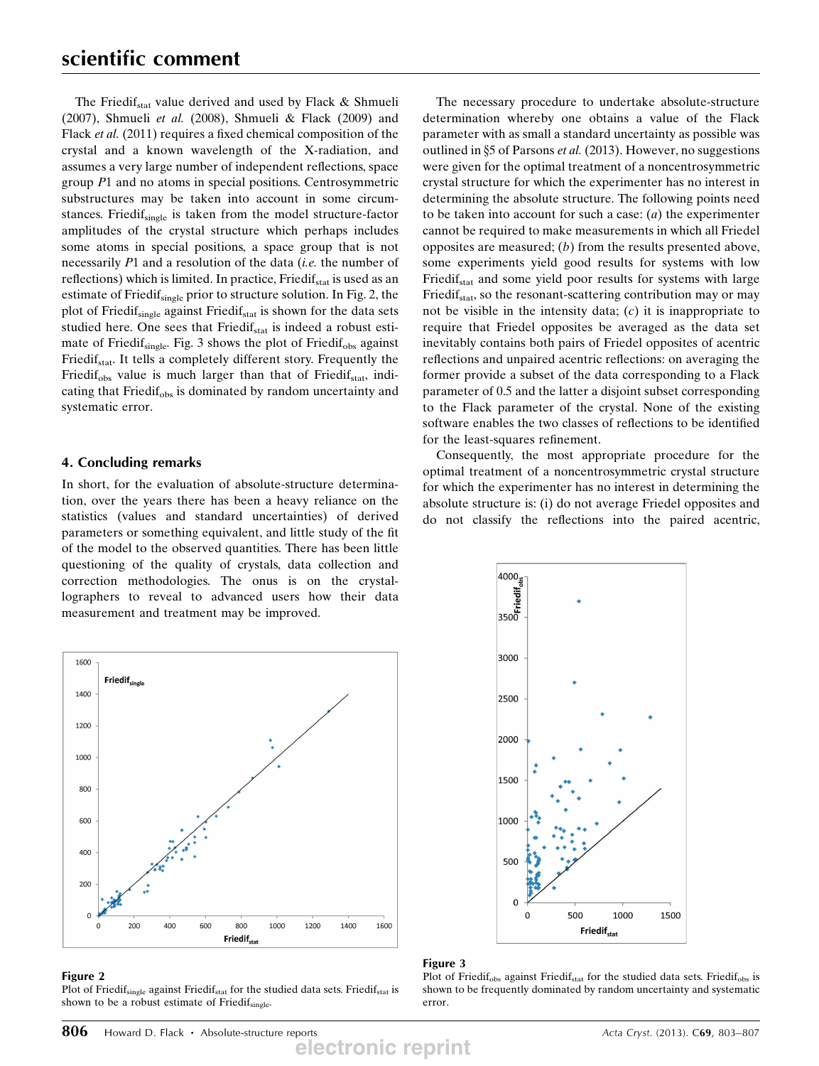The $\text{Friedif}_{\text{stat}}$ value derived and used by Flack & Shmueli (2007), Shmueli *et al.* (2008), Shmueli & Flack (2009) and Flack *et al.* (2011) requires a fixed chemical composition of the crystal and a known wavelength of the X-radiation, and assumes a very large number of independent reflections, space group *P*1 and no atoms in special positions. Centrosymmetric substructures may be taken into account in some circumstances. $\text{Friedif}_{\text{single}}$ is taken from the model structure-factor amplitudes of the crystal structure which perhaps includes some atoms in special positions, a space group that is not necessarily *P*1 and a resolution of the data (*i.e.* the number of reflections) which is limited. In practice, $\text{Friedif}_{\text{stat}}$ is used as an estimate of $\text{Friedif}_{\text{single}}$ prior to structure solution. In Fig. 2, the plot of $\text{Friedif}_{\text{single}}$ against $\text{Friedif}_{\text{stat}}$ is shown for the data sets studied here. One sees that $\text{Friedif}_{\text{stat}}$ is indeed a robust estimate of $\text{Friedif}_{\text{single}}$. Fig. 3 shows the plot of $\text{Friedif}_{\text{obs}}$ against $\text{Friedif}_{\text{stat}}$. It tells a completely different story. Frequently the $\text{Friedif}_{\text{obs}}$ value is much larger than that of $\text{Friedif}_{\text{stat}}$, indicating that $\text{Friedif}_{\text{obs}}$ is dominated by random uncertainty and systematic error.

## 4. Concluding remarks

In short, for the evaluation of absolute-structure determination, over the years there has been a heavy reliance on the statistics (values and standard uncertainties) of derived parameters or something equivalent, and little study of the fit of the model to the observed quantities. There has been little questioning of the quality of crystals, data collection and correction methodologies. The onus is on the crystallographers to reveal to advanced users how their data measurement and treatment may be improved.

Figure 2
Plot of $\text{Friedif}_{\text{single}}$ against $\text{Friedif}_{\text{stat}}$ for the studied data sets. $\text{Friedif}_{\text{stat}}$ is shown to be a robust estimate of $\text{Friedif}_{\text{single}}$.

The necessary procedure to undertake absolute-structure determination whereby one obtains a value of the Flack parameter with as small a standard uncertainty as possible was outlined in §5 of Parsons *et al.* (2013). However, no suggestions were given for the optimal treatment of a noncentrosymmetric crystal structure for which the experimenter has no interest in determining the absolute structure. The following points need to be taken into account for such a case: (*a*) the experimenter cannot be required to make measurements in which all Friedel opposites are measured; (*b*) from the results presented above, some experiments yield good results for systems with low $\text{Friedif}_{\text{stat}}$ and some yield poor results for systems with large $\text{Friedif}_{\text{stat}}$, so the resonant-scattering contribution may or may not be visible in the intensity data; (*c*) it is inappropriate to require that Friedel opposites be averaged as the data set inevitably contains both pairs of Friedel opposites of acentric reflections and unpaired acentric reflections: on averaging the former provide a subset of the data corresponding to a Flack parameter of 0.5 and the latter a disjoint subset corresponding to the Flack parameter of the crystal. None of the existing software enables the two classes of reflections to be identified for the least-squares refinement.

Consequently, the most appropriate procedure for the optimal treatment of a noncentrosymmetric crystal structure for which the experimenter has no interest in determining the absolute structure is: (i) do not average Friedel opposites and do not classify the reflections into the paired acentric,

Figure 3
Plot of $\text{Friedif}_{\text{obs}}$ against $\text{Friedif}_{\text{stat}}$ for the studied data sets. $\text{Friedif}_{\text{obs}}$ is shown to be frequently dominated by random uncertainty and systematic error.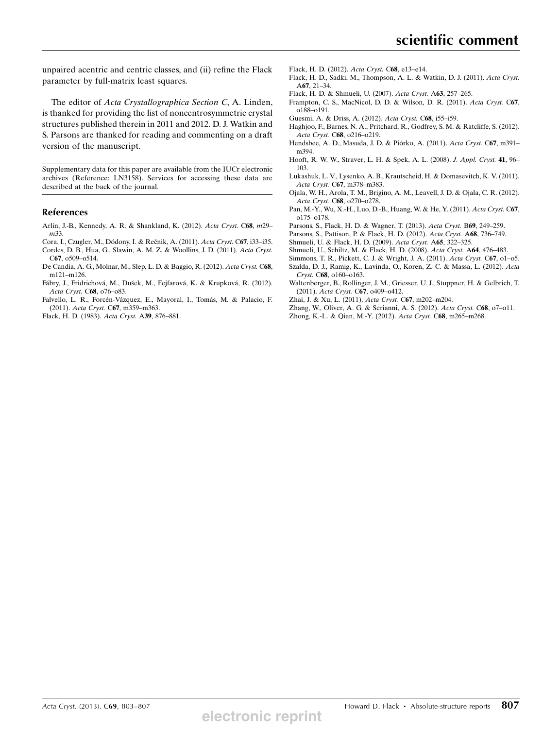unpaired acentric and centric classes, and (ii) refine the Flack parameter by full-matrix least squares.

The editor of *Acta Crystallographica Section C*, A. Linden, is thanked for providing the list of noncentrosymmetric crystal structures published therein in 2011 and 2012. D. J. Watkin and S. Parsons are thanked for reading and commenting on a draft version of the manuscript.

Supplementary data for this paper are available from the IUCr electronic archives (Reference: LN3158). Services for accessing these data are described at the back of the journal.

## References

Arlin, J.-B., Kennedy, A. R. & Shankland, K. (2012). *Acta Cryst.* C**68**, *m*29–*m*33.

Cora, I., Czugler, M., Dódony, I. & Rečnik, A. (2011). *Acta Cryst.* C**67**, i33–i35.

Cordes, D. B., Hua, G., Slawin, A. M. Z. & Woollins, J. D. (2011). *Acta Cryst.* C**67**, o509–o514.

De Candia, A. G., Molnar, M., Slep, L. D. & Baggio, R. (2012). *Acta Cryst.* C**68**, m121–m126.

Fábry, J., Fridrichová, M., Dušek, M., Fejfarová, K. & Krupková, R. (2012). *Acta Cryst.* C**68**, o76–o83.

Falvello, L. R., Forcén-Vázquez, E., Mayoral, I., Tomás, M. & Palacio, F. (2011). *Acta Cryst.* C**67**, m359–m363.

Flack, H. D. (1983). *Acta Cryst.* A**39**, 876–881.

Flack, H. D. (2012). *Acta Cryst.* C**68**, e13–e14.

Flack, H. D., Sadki, M., Thompson, A. L. & Watkin, D. J. (2011). *Acta Cryst.* A**67**, 21–34.

Flack, H. D. & Shmueli, U. (2007). *Acta Cryst.* A**63**, 257–265.

Frampton, C. S., MacNicol, D. D. & Wilson, D. R. (2011). *Acta Cryst.* C**67**, o188–o191.

Guesmi, A. & Driss, A. (2012). *Acta Cryst.* C**68**, i55–i59.

Haghjoo, F., Barnes, N. A., Pritchard, R., Godfrey, S. M. & Ratcliffe, S. (2012). *Acta Cryst.* C**68**, o216–o219.

Hendsbee, A. D., Masuda, J. D. & Piórko, A. (2011). *Acta Cryst.* C**67**, m391–m394.

Hooft, R. W. W., Straver, L. H. & Spek, A. L. (2008). *J. Appl. Cryst.* **41**, 96–103.

Lukashuk, L. V., Lysenko, A. B., Krautscheid, H. & Domasevitch, K. V. (2011). *Acta Cryst.* C**67**, m378–m383.

Ojala, W. H., Arola, T. M., Brigino, A. M., Leavell, J. D. & Ojala, C. R. (2012). *Acta Cryst.* C**68**, o270–o278.

Pan, M.-Y., Wu, X.-H., Luo, D.-B., Huang, W. & He, Y. (2011). *Acta Cryst.* C**67**, o175–o178.

Parsons, S., Flack, H. D. & Wagner, T. (2013). *Acta Cryst.* B**69**, 249–259.

Parsons, S., Pattison, P. & Flack, H. D. (2012). *Acta Cryst.* A**68**, 736–749.

Shmueli, U. & Flack, H. D. (2009). *Acta Cryst.* A**65**, 322–325.

Shmueli, U., Schiltz, M. & Flack, H. D. (2008). *Acta Cryst.* A**64**, 476–483.

Simmons, T. R., Pickett, C. J. & Wright, J. A. (2011). *Acta Cryst.* C**67**, o1–o5.

Szalda, D. J., Ramig, K., Lavinda, O., Koren, Z. C. & Massa, L. (2012). *Acta Cryst.* C**68**, o160–o163.

Waltenberger, B., Rollinger, J. M., Griesser, U. J., Stuppner, H. & Gelbrich, T. (2011). *Acta Cryst.* C**67**, o409–o412.

Zhai, J. & Xu, L. (2011). *Acta Cryst.* C**67**, m202–m204.

Zhang, W., Oliver, A. G. & Serianni, A. S. (2012). *Acta Cryst.* C**68**, o7–o11.

Zhong, K.-L. & Qian, M.-Y. (2012). *Acta Cryst.* C**68**, m265–m268.